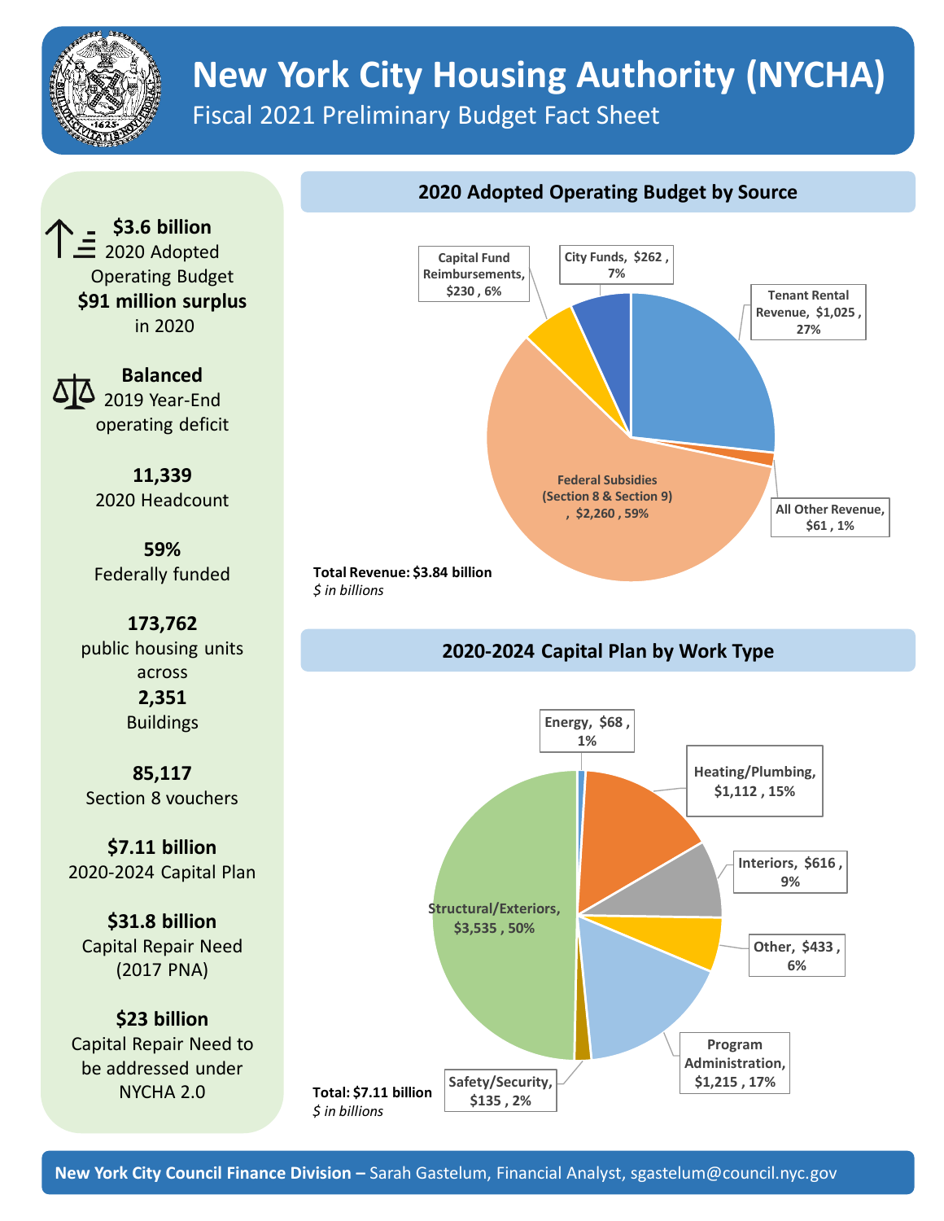# New York City Housing Authority (NYCHA)

## Fiscal 2021 Preliminary Budget Fact Sheet

**$3.6 billion**
2020 Adopted Operating Budget
**$91 million surplus**
in 2020

**Balanced**
2019 Year-End operating deficit

**11,339**
2020 Headcount

**59%**
Federally funded

**173,762**
public housing units across
**2,351**
Buildings

**85,117**
Section 8 vouchers

**$7.11 billion**
2020-2024 Capital Plan

**$31.8 billion**
Capital Repair Need (2017 PNA)

**$23 billion**
Capital Repair Need to be addressed under NYCHA 2.0

### 2020 Adopted Operating Budget by Source

| Source | Amount | Percent |
|---|---|---|
| Tenant Rental Revenue | $1,025 | 27% |
| All Other Revenue | $61 | 1% |
| Federal Subsidies (Section 8 & Section 9) | $2,260 | 59% |
| Capital Fund Reimbursements | $230 | 6% |
| City Funds | $262 | 7% |

**Total Revenue: $3.84 billion**
*$ in billions*

### 2020-2024 Capital Plan by Work Type

| Work Type | Amount | Percent |
|---|---|---|
| Energy | $68 | 1% |
| Heating/Plumbing | $1,112 | 15% |
| Interiors | $616 | 9% |
| Other | $433 | 6% |
| Program Administration | $1,215 | 17% |
| Safety/Security | $135 | 2% |
| Structural/Exteriors | $3,535 | 50% |

**Total: $7.11 billion**
*$ in billions*

**New York City Council Finance Division –** Sarah Gastelum, Financial Analyst, sgastelum@council.nyc.gov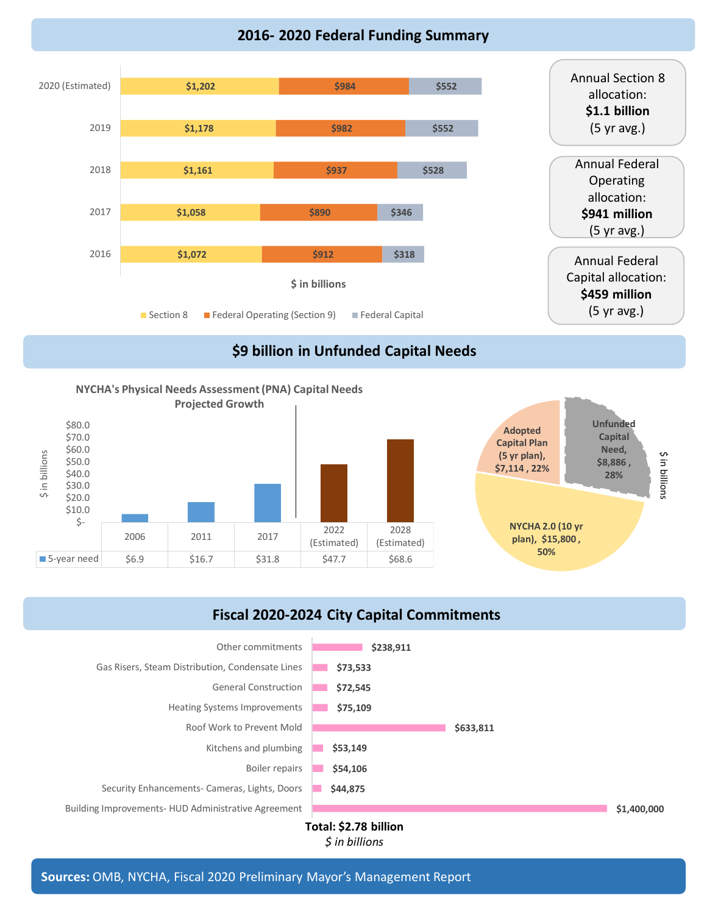## 2016- 2020 Federal Funding Summary

2020 (Estimated) $1,202 $984 $552

2019 $1,178 $982 $552

2018 $1,161 $937 $528

2017 $1,058 $890 $346

2016 $1,072 $912 $318

$ in billions

Section 8 | Federal Operating (Section 9) | Federal Capital

Annual Section 8 allocation: **$1.1 billion** (5 yr avg.)

Annual Federal Operating allocation: **$941 million** (5 yr avg.)

Annual Federal Capital allocation: **$459 million** (5 yr avg.)

## $9 billion in Unfunded Capital Needs

**NYCHA's Physical Needs Assessment (PNA) Capital Needs Projected Growth**

$ in billions

$80.0
$70.0
$60.0
$50.0
$40.0
$30.0
$20.0
$10.0
$-

| | 2006 | 2011 | 2017 | 2022 (Estimated) | 2028 (Estimated) |
|---|---|---|---|---|---|
| 5-year need | $6.9 | $16.7 | $31.8 | $47.7 | $68.6 |

Adopted Capital Plan (5 yr plan), $7,114 , 22%

Unfunded Capital Need, $8,886 , 28%

NYCHA 2.0 (10 yr plan), $15,800 , 50%

$ in billions

## Fiscal 2020-2024 City Capital Commitments

Other commitments $238,911

Gas Risers, Steam Distribution, Condensate Lines $73,533

General Construction $72,545

Heating Systems Improvements $75,109

Roof Work to Prevent Mold $633,811

Kitchens and plumbing $53,149

Boiler repairs $54,106

Security Enhancements- Cameras, Lights, Doors $44,875

Building Improvements- HUD Administrative Agreement $1,400,000

**Total: $2.78 billion**

*$ in billions*

**Sources:** OMB, NYCHA, Fiscal 2020 Preliminary Mayor's Management Report